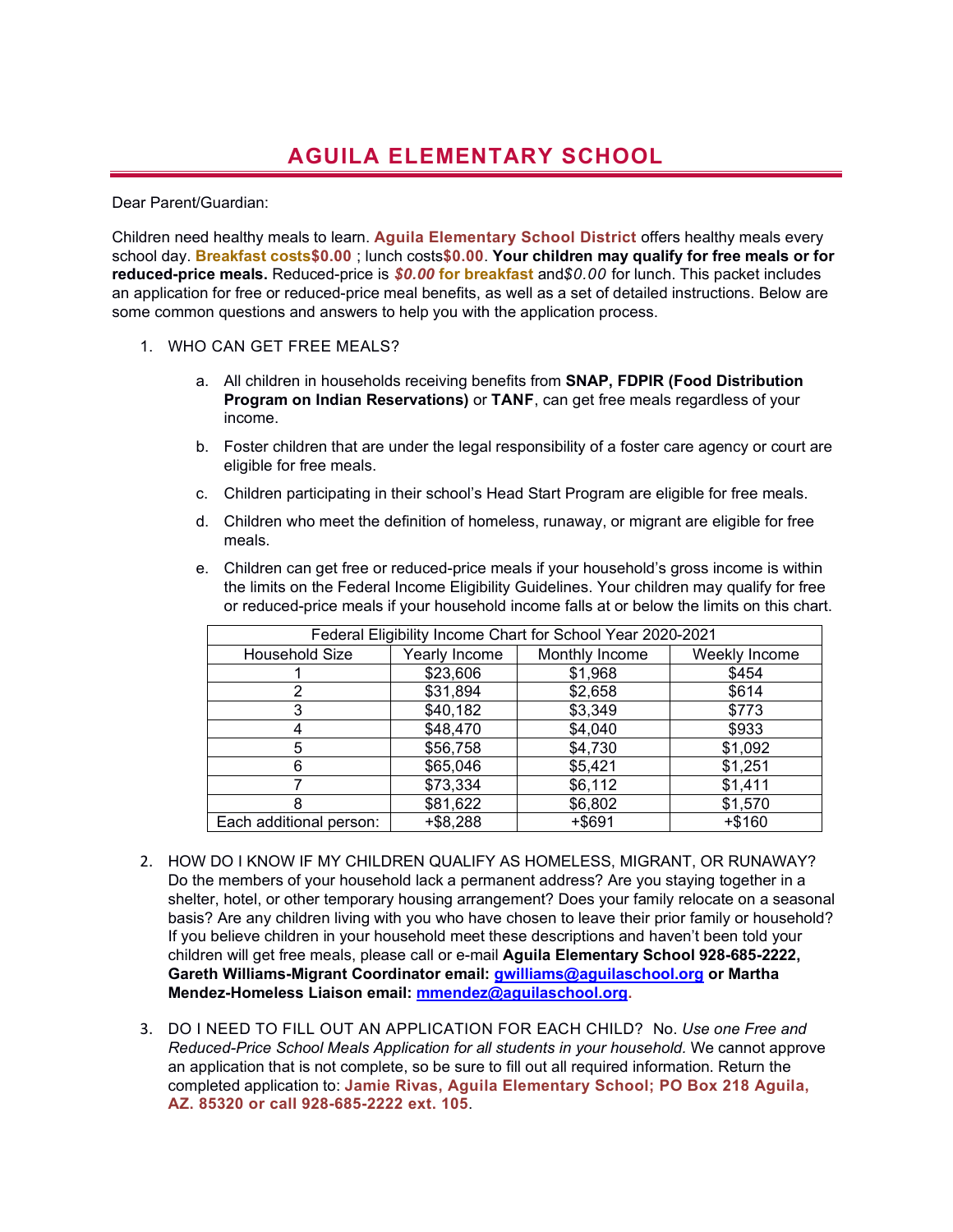# AGUILA ELEMENTARY SCHOOL

Dear Parent/Guardian:

Children need healthy meals to learn. **Aguila Elementary School District** offers healthy meals every school day. **Breakfast costs$0.00** ; lunch costs**$0.00**. **Your children may qualify for free meals or for reduced-price meals.** Reduced-price is ***$0.00* for breakfast** and*$0.00* for lunch. This packet includes an application for free or reduced-price meal benefits, as well as a set of detailed instructions. Below are some common questions and answers to help you with the application process.

1. WHO CAN GET FREE MEALS?

   a. All children in households receiving benefits from **SNAP, FDPIR (Food Distribution Program on Indian Reservations)** or **TANF**, can get free meals regardless of your income.

   b. Foster children that are under the legal responsibility of a foster care agency or court are eligible for free meals.

   c. Children participating in their school's Head Start Program are eligible for free meals.

   d. Children who meet the definition of homeless, runaway, or migrant are eligible for free meals.

   e. Children can get free or reduced-price meals if your household's gross income is within the limits on the Federal Income Eligibility Guidelines. Your children may qualify for free or reduced-price meals if your household income falls at or below the limits on this chart.

| Federal Eligibility Income Chart for School Year 2020-2021 | | | |
|---|---|---|---|
| Household Size | Yearly Income | Monthly Income | Weekly Income |
| 1 | $23,606 | $1,968 | $454 |
| 2 | $31,894 | $2,658 | $614 |
| 3 | $40,182 | $3,349 | $773 |
| 4 | $48,470 | $4,040 | $933 |
| 5 | $56,758 | $4,730 | $1,092 |
| 6 | $65,046 | $5,421 | $1,251 |
| 7 | $73,334 | $6,112 | $1,411 |
| 8 | $81,622 | $6,802 | $1,570 |
| Each additional person: | +$8,288 | +$691 | +$160 |

2. HOW DO I KNOW IF MY CHILDREN QUALIFY AS HOMELESS, MIGRANT, OR RUNAWAY? Do the members of your household lack a permanent address? Are you staying together in a shelter, hotel, or other temporary housing arrangement? Does your family relocate on a seasonal basis? Are any children living with you who have chosen to leave their prior family or household? If you believe children in your household meet these descriptions and haven't been told your children will get free meals, please call or e-mail **Aguila Elementary School 928-685-2222, Gareth Williams-Migrant Coordinator email: gwilliams@aguilaschool.org or Martha Mendez-Homeless Liaison email: mmendez@aguilaschool.org.**

3. DO I NEED TO FILL OUT AN APPLICATION FOR EACH CHILD? No. *Use one Free and Reduced-Price School Meals Application for all students in your household.* We cannot approve an application that is not complete, so be sure to fill out all required information. Return the completed application to: **Jamie Rivas, Aguila Elementary School; PO Box 218 Aguila, AZ. 85320 or call 928-685-2222 ext. 105**.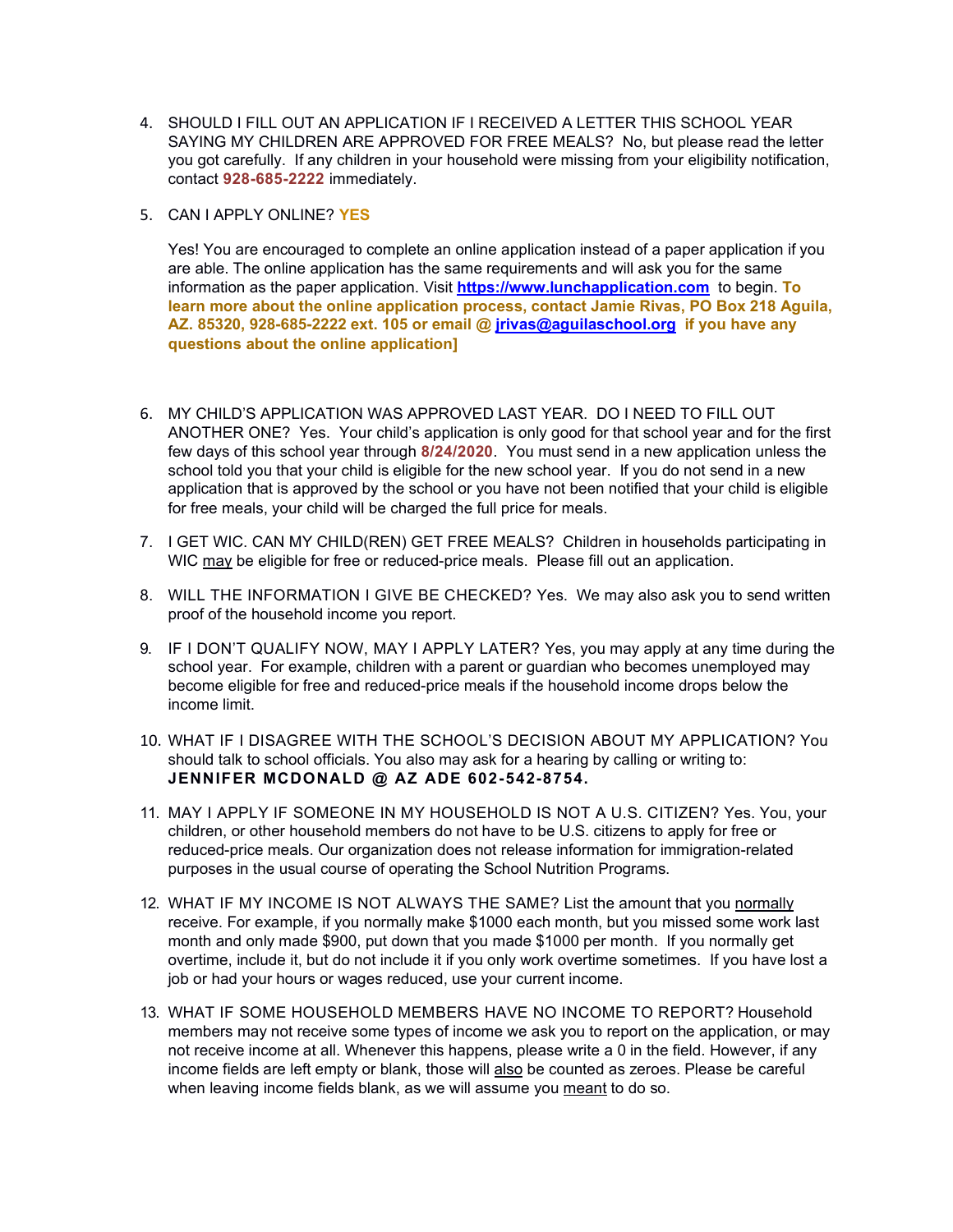4. SHOULD I FILL OUT AN APPLICATION IF I RECEIVED A LETTER THIS SCHOOL YEAR SAYING MY CHILDREN ARE APPROVED FOR FREE MEALS? No, but please read the letter you got carefully. If any children in your household were missing from your eligibility notification, contact **928-685-2222** immediately.

5. CAN I APPLY ONLINE? **YES**

   Yes! You are encouraged to complete an online application instead of a paper application if you are able. The online application has the same requirements and will ask you for the same information as the paper application. Visit **https://www.lunchapplication.com** to begin. **To learn more about the online application process, contact Jamie Rivas, PO Box 218 Aguila, AZ. 85320, 928-685-2222 ext. 105 or email @ jrivas@aguilaschool.org if you have any questions about the online application]**

6. MY CHILD'S APPLICATION WAS APPROVED LAST YEAR. DO I NEED TO FILL OUT ANOTHER ONE? Yes. Your child's application is only good for that school year and for the first few days of this school year through **8/24/2020**. You must send in a new application unless the school told you that your child is eligible for the new school year. If you do not send in a new application that is approved by the school or you have not been notified that your child is eligible for free meals, your child will be charged the full price for meals.

7. I GET WIC. CAN MY CHILD(REN) GET FREE MEALS? Children in households participating in WIC <u>may</u> be eligible for free or reduced-price meals. Please fill out an application.

8. WILL THE INFORMATION I GIVE BE CHECKED? Yes. We may also ask you to send written proof of the household income you report.

9. IF I DON'T QUALIFY NOW, MAY I APPLY LATER? Yes, you may apply at any time during the school year. For example, children with a parent or guardian who becomes unemployed may become eligible for free and reduced-price meals if the household income drops below the income limit.

10. WHAT IF I DISAGREE WITH THE SCHOOL'S DECISION ABOUT MY APPLICATION? You should talk to school officials. You also may ask for a hearing by calling or writing to: **JENNIFER MCDONALD @ AZ ADE 602-542-8754.**

11. MAY I APPLY IF SOMEONE IN MY HOUSEHOLD IS NOT A U.S. CITIZEN? Yes. You, your children, or other household members do not have to be U.S. citizens to apply for free or reduced-price meals. Our organization does not release information for immigration-related purposes in the usual course of operating the School Nutrition Programs.

12. WHAT IF MY INCOME IS NOT ALWAYS THE SAME? List the amount that you <u>normally</u> receive. For example, if you normally make $1000 each month, but you missed some work last month and only made $900, put down that you made $1000 per month. If you normally get overtime, include it, but do not include it if you only work overtime sometimes. If you have lost a job or had your hours or wages reduced, use your current income.

13. WHAT IF SOME HOUSEHOLD MEMBERS HAVE NO INCOME TO REPORT? Household members may not receive some types of income we ask you to report on the application, or may not receive income at all. Whenever this happens, please write a 0 in the field. However, if any income fields are left empty or blank, those will <u>also</u> be counted as zeroes. Please be careful when leaving income fields blank, as we will assume you <u>meant</u> to do so.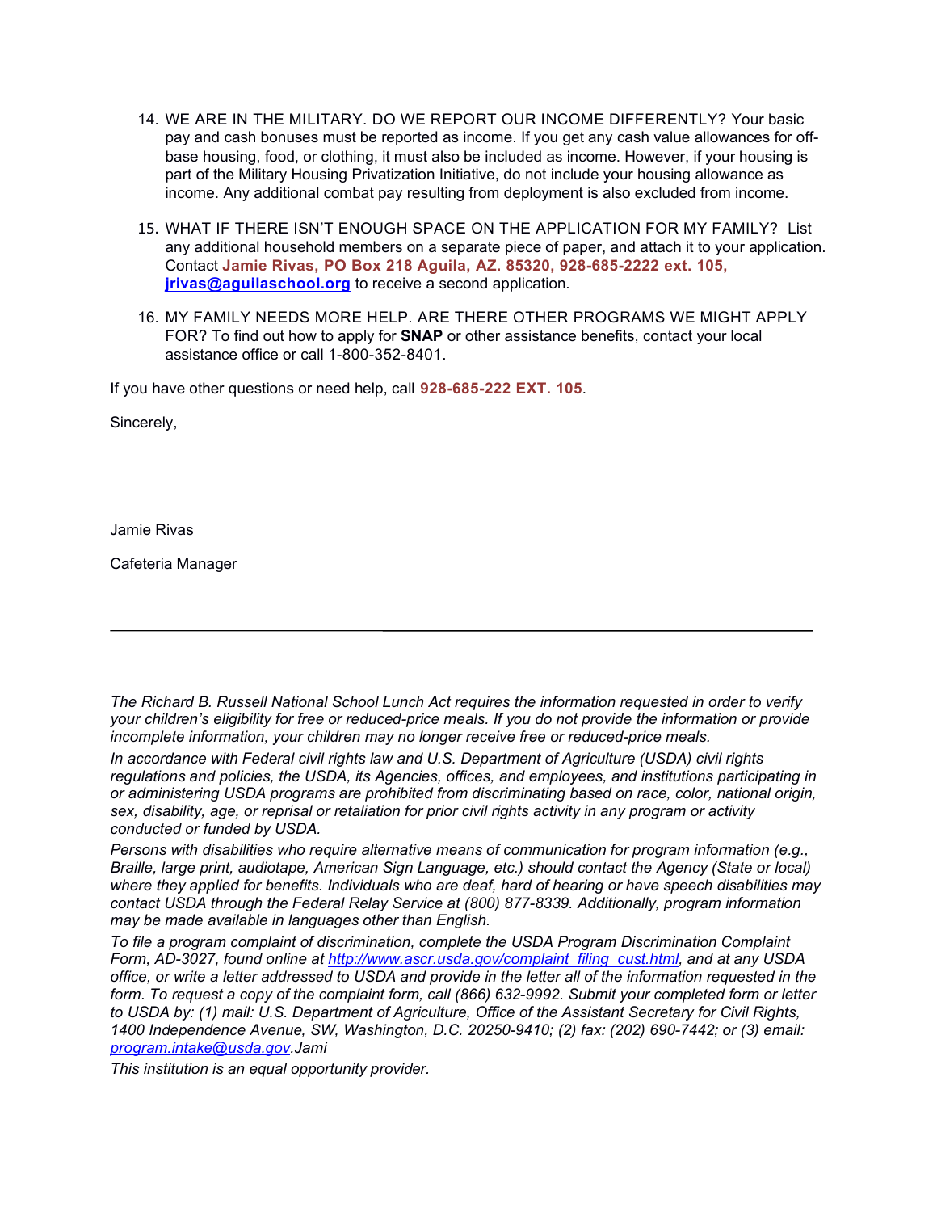14. WE ARE IN THE MILITARY. DO WE REPORT OUR INCOME DIFFERENTLY? Your basic pay and cash bonuses must be reported as income. If you get any cash value allowances for off-base housing, food, or clothing, it must also be included as income. However, if your housing is part of the Military Housing Privatization Initiative, do not include your housing allowance as income. Any additional combat pay resulting from deployment is also excluded from income.

15. WHAT IF THERE ISN'T ENOUGH SPACE ON THE APPLICATION FOR MY FAMILY? List any additional household members on a separate piece of paper, and attach it to your application. Contact **Jamie Rivas, PO Box 218 Aguila, AZ. 85320, 928-685-2222 ext. 105, jrivas@aguilaschool.org** to receive a second application.

16. MY FAMILY NEEDS MORE HELP. ARE THERE OTHER PROGRAMS WE MIGHT APPLY FOR? To find out how to apply for **SNAP** or other assistance benefits, contact your local assistance office or call 1-800-352-8401.

If you have other questions or need help, call **928-685-222 EXT. 105**.

Sincerely,

Jamie Rivas

Cafeteria Manager

---

*The Richard B. Russell National School Lunch Act requires the information requested in order to verify your children's eligibility for free or reduced-price meals. If you do not provide the information or provide incomplete information, your children may no longer receive free or reduced-price meals.*

*In accordance with Federal civil rights law and U.S. Department of Agriculture (USDA) civil rights regulations and policies, the USDA, its Agencies, offices, and employees, and institutions participating in or administering USDA programs are prohibited from discriminating based on race, color, national origin, sex, disability, age, or reprisal or retaliation for prior civil rights activity in any program or activity conducted or funded by USDA.*

*Persons with disabilities who require alternative means of communication for program information (e.g., Braille, large print, audiotape, American Sign Language, etc.) should contact the Agency (State or local) where they applied for benefits. Individuals who are deaf, hard of hearing or have speech disabilities may contact USDA through the Federal Relay Service at (800) 877-8339. Additionally, program information may be made available in languages other than English.*

*To file a program complaint of discrimination, complete the USDA Program Discrimination Complaint Form, AD-3027, found online at http://www.ascr.usda.gov/complaint_filing_cust.html, and at any USDA office, or write a letter addressed to USDA and provide in the letter all of the information requested in the form. To request a copy of the complaint form, call (866) 632-9992. Submit your completed form or letter to USDA by: (1) mail: U.S. Department of Agriculture, Office of the Assistant Secretary for Civil Rights, 1400 Independence Avenue, SW, Washington, D.C. 20250-9410; (2) fax: (202) 690-7442; or (3) email: program.intake@usda.gov.Jami*

*This institution is an equal opportunity provider.*